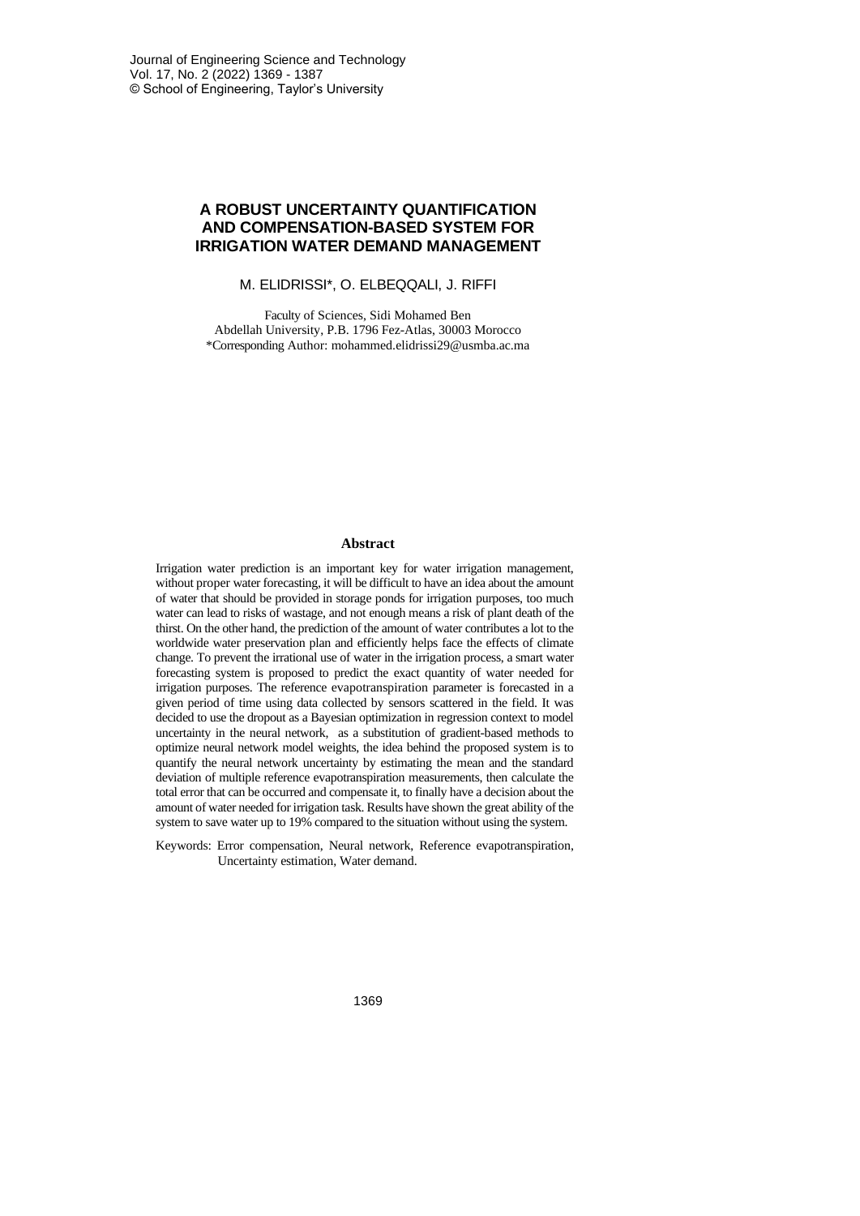# A ROBUST UNCERTAINTY QUANTIFICATION AND COMPENSATION-BASED SYSTEM FOR IRRIGATION WATER DEMAND MANAGEMENT

M. ELIDRISSI*, O. ELBEQQALI, J. RIFFI

Faculty of Sciences, Sidi Mohamed Ben Abdellah University, P.B. 1796 Fez-Atlas, 30003 Morocco
*Corresponding Author: mohammed.elidrissi29@usmba.ac.ma

## Abstract

Irrigation water prediction is an important key for water irrigation management, without proper water forecasting, it will be difficult to have an idea about the amount of water that should be provided in storage ponds for irrigation purposes, too much water can lead to risks of wastage, and not enough means a risk of plant death of the thirst. On the other hand, the prediction of the amount of water contributes a lot to the worldwide water preservation plan and efficiently helps face the effects of climate change. To prevent the irrational use of water in the irrigation process, a smart water forecasting system is proposed to predict the exact quantity of water needed for irrigation purposes. The reference evapotranspiration parameter is forecasted in a given period of time using data collected by sensors scattered in the field. It was decided to use the dropout as a Bayesian optimization in regression context to model uncertainty in the neural network, as a substitution of gradient-based methods to optimize neural network model weights, the idea behind the proposed system is to quantify the neural network uncertainty by estimating the mean and the standard deviation of multiple reference evapotranspiration measurements, then calculate the total error that can be occurred and compensate it, to finally have a decision about the amount of water needed for irrigation task. Results have shown the great ability of the system to save water up to 19% compared to the situation without using the system.

Keywords: Error compensation, Neural network, Reference evapotranspiration, Uncertainty estimation, Water demand.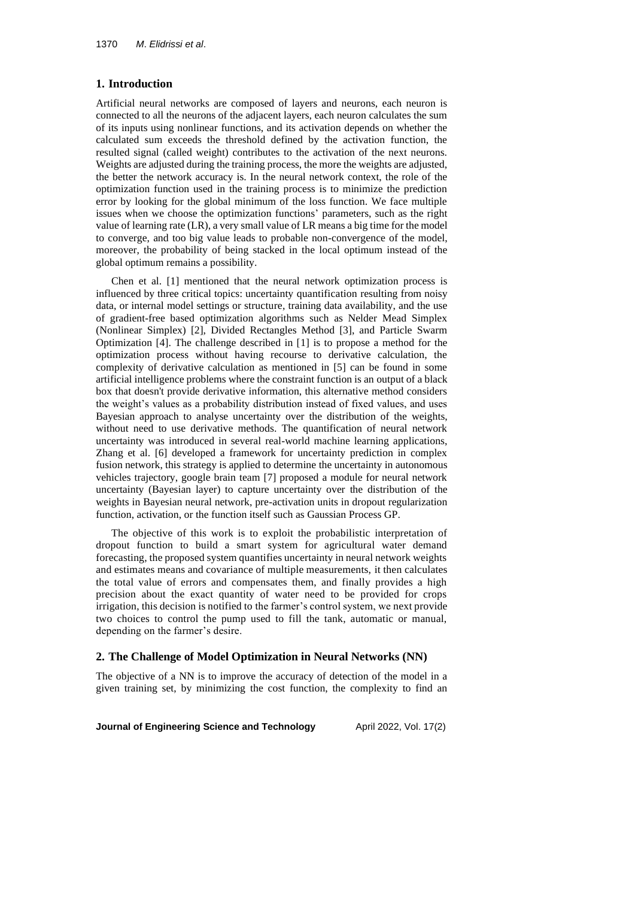## 1. Introduction

Artificial neural networks are composed of layers and neurons, each neuron is connected to all the neurons of the adjacent layers, each neuron calculates the sum of its inputs using nonlinear functions, and its activation depends on whether the calculated sum exceeds the threshold defined by the activation function, the resulted signal (called weight) contributes to the activation of the next neurons. Weights are adjusted during the training process, the more the weights are adjusted, the better the network accuracy is. In the neural network context, the role of the optimization function used in the training process is to minimize the prediction error by looking for the global minimum of the loss function. We face multiple issues when we choose the optimization functions' parameters, such as the right value of learning rate (LR), a very small value of LR means a big time for the model to converge, and too big value leads to probable non-convergence of the model, moreover, the probability of being stacked in the local optimum instead of the global optimum remains a possibility.

Chen et al. [1] mentioned that the neural network optimization process is influenced by three critical topics: uncertainty quantification resulting from noisy data, or internal model settings or structure, training data availability, and the use of gradient-free based optimization algorithms such as Nelder Mead Simplex (Nonlinear Simplex) [2], Divided Rectangles Method [3], and Particle Swarm Optimization [4]. The challenge described in [1] is to propose a method for the optimization process without having recourse to derivative calculation, the complexity of derivative calculation as mentioned in [5] can be found in some artificial intelligence problems where the constraint function is an output of a black box that doesn't provide derivative information, this alternative method considers the weight's values as a probability distribution instead of fixed values, and uses Bayesian approach to analyse uncertainty over the distribution of the weights, without need to use derivative methods. The quantification of neural network uncertainty was introduced in several real-world machine learning applications, Zhang et al. [6] developed a framework for uncertainty prediction in complex fusion network, this strategy is applied to determine the uncertainty in autonomous vehicles trajectory, google brain team [7] proposed a module for neural network uncertainty (Bayesian layer) to capture uncertainty over the distribution of the weights in Bayesian neural network, pre-activation units in dropout regularization function, activation, or the function itself such as Gaussian Process GP.

The objective of this work is to exploit the probabilistic interpretation of dropout function to build a smart system for agricultural water demand forecasting, the proposed system quantifies uncertainty in neural network weights and estimates means and covariance of multiple measurements, it then calculates the total value of errors and compensates them, and finally provides a high precision about the exact quantity of water need to be provided for crops irrigation, this decision is notified to the farmer's control system, we next provide two choices to control the pump used to fill the tank, automatic or manual, depending on the farmer's desire.

## 2. The Challenge of Model Optimization in Neural Networks (NN)

The objective of a NN is to improve the accuracy of detection of the model in a given training set, by minimizing the cost function, the complexity to find an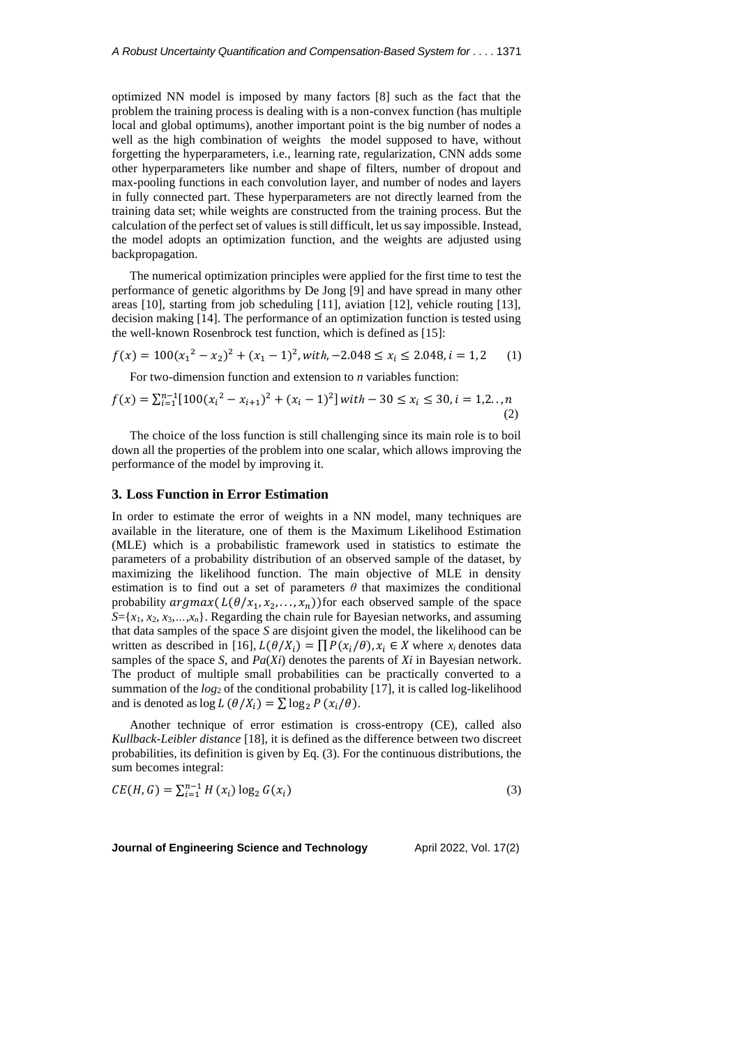optimized NN model is imposed by many factors [8] such as the fact that the problem the training process is dealing with is a non-convex function (has multiple local and global optimums), another important point is the big number of nodes a well as the high combination of weights the model supposed to have, without forgetting the hyperparameters, i.e., learning rate, regularization, CNN adds some other hyperparameters like number and shape of filters, number of dropout and max-pooling functions in each convolution layer, and number of nodes and layers in fully connected part. These hyperparameters are not directly learned from the training data set; while weights are constructed from the training process. But the calculation of the perfect set of values is still difficult, let us say impossible. Instead, the model adopts an optimization function, and the weights are adjusted using backpropagation.

The numerical optimization principles were applied for the first time to test the performance of genetic algorithms by De Jong [9] and have spread in many other areas [10], starting from job scheduling [11], aviation [12], vehicle routing [13], decision making [14]. The performance of an optimization function is tested using the well-known Rosenbrock test function, which is defined as [15]:

$$f(x) = 100({x_1}^2 - x_2)^2 + (x_1 - 1)^2, with, -2.048 \leq x_i \leq 2.048, i = 1,2 \tag{1}$$

For two-dimension function and extension to *n* variables function:

$$f(x) = \sum_{i=1}^{n-1}[100({x_i}^2 - x_{i+1})^2 + (x_i - 1)^2]\, with -30 \leq x_i \leq 30, i = 1,2..,n \tag{2}$$

The choice of the loss function is still challenging since its main role is to boil down all the properties of the problem into one scalar, which allows improving the performance of the model by improving it.

## 3. Loss Function in Error Estimation

In order to estimate the error of weights in a NN model, many techniques are available in the literature, one of them is the Maximum Likelihood Estimation (MLE) which is a probabilistic framework used in statistics to estimate the parameters of a probability distribution of an observed sample of the dataset, by maximizing the likelihood function. The main objective of MLE in density estimation is to find out a set of parameters $\theta$ that maximizes the conditional probability $argmax(L(\theta/x_1, x_2, \ldots, x_n))$ for each observed sample of the space $S=\{x_1, x_2, x_3, \ldots, x_n\}$. Regarding the chain rule for Bayesian networks, and assuming that data samples of the space *S* are disjoint given the model, the likelihood can be written as described in [16], $L(\theta/X_i) = \prod P(x_i/\theta), x_i \in X$ where $x_i$ denotes data samples of the space *S*, and $Pa(Xi)$ denotes the parents of *Xi* in Bayesian network. The product of multiple small probabilities can be practically converted to a summation of the $log_2$ of the conditional probability [17], it is called log-likelihood and is denoted as $\log L\,(\theta/X_i) = \sum \log_2 P\,(x_i/\theta)$.

Another technique of error estimation is cross-entropy (CE), called also *Kullback-Leibler distance* [18], it is defined as the difference between two discreet probabilities, its definition is given by Eq. (3). For the continuous distributions, the sum becomes integral:

$$CE(H, G) = \sum_{i=1}^{n-1} H\,(x_i) \log_2 G(x_i) \tag{3}$$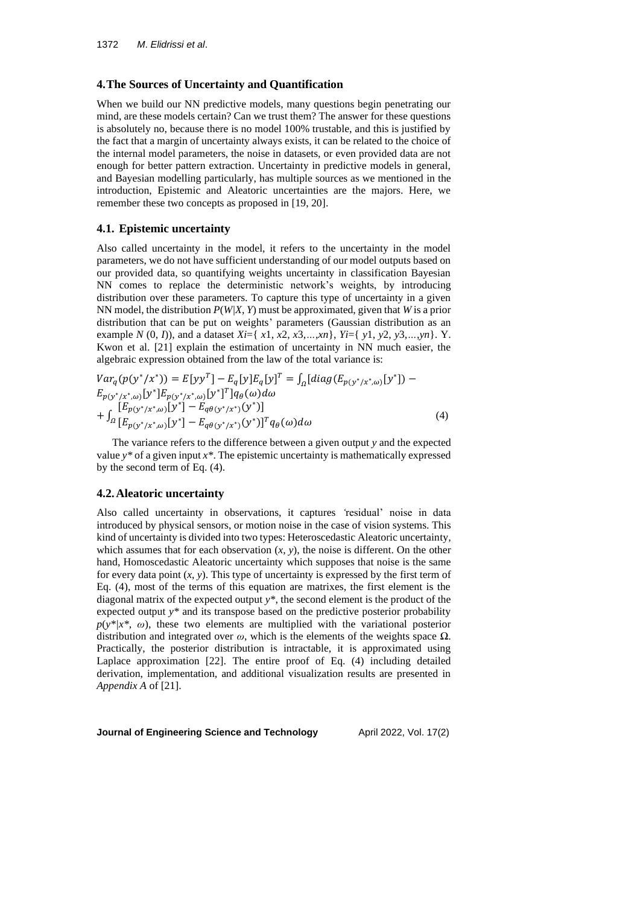## 4. The Sources of Uncertainty and Quantification

When we build our NN predictive models, many questions begin penetrating our mind, are these models certain? Can we trust them? The answer for these questions is absolutely no, because there is no model 100% trustable, and this is justified by the fact that a margin of uncertainty always exists, it can be related to the choice of the internal model parameters, the noise in datasets, or even provided data are not enough for better pattern extraction. Uncertainty in predictive models in general, and Bayesian modelling particularly, has multiple sources as we mentioned in the introduction, Epistemic and Aleatoric uncertainties are the majors. Here, we remember these two concepts as proposed in [19, 20].

### 4.1. Epistemic uncertainty

Also called uncertainty in the model, it refers to the uncertainty in the model parameters, we do not have sufficient understanding of our model outputs based on our provided data, so quantifying weights uncertainty in classification Bayesian NN comes to replace the deterministic network's weights, by introducing distribution over these parameters. To capture this type of uncertainty in a given NN model, the distribution $P(W|X, Y)$ must be approximated, given that $W$ is a prior distribution that can be put on weights' parameters (Gaussian distribution as an example $N(0, I)$), and a dataset $Xi=\{x1, x2, x3,\dots,xn\}$, $Yi=\{y1, y2, y3,\dots,yn\}$. Y. Kwon et al. [21] explain the estimation of uncertainty in NN much easier, the algebraic expression obtained from the law of the total variance is:

$$
\begin{aligned}
Var_q(p(y^*/x^*)) &= E[yy^T] - E_q[y]E_q[y]^T = \int_\Omega [diag(E_{p(y^*/x^*,\omega)}[y^*]) - \\
&E_{p(y^*/x^*,\omega)}[y^*]E_{p(y^*/x^*,\omega)}[y^*]^T]q_\theta(\omega)d\omega \\
&+ \int_\Omega \begin{matrix}[E_{p(y^*/x^*,\omega)}[y^*] - E_{q\theta(y^*/x^*)}(y^*)] \\ [E_{p(y^*/x^*,\omega)}[y^*] - E_{q\theta(y^*/x^*)}(y^*)]^T\end{matrix} q_\theta(\omega)d\omega
\end{aligned}
\tag{4}
$$

The variance refers to the difference between a given output $y$ and the expected value $y^*$ of a given input $x^*$. The epistemic uncertainty is mathematically expressed by the second term of Eq. (4).

### 4.2. Aleatoric uncertainty

Also called uncertainty in observations, it captures 'residual' noise in data introduced by physical sensors, or motion noise in the case of vision systems. This kind of uncertainty is divided into two types: Heteroscedastic Aleatoric uncertainty, which assumes that for each observation $(x, y)$, the noise is different. On the other hand, Homoscedastic Aleatoric uncertainty which supposes that noise is the same for every data point $(x, y)$. This type of uncertainty is expressed by the first term of Eq. (4), most of the terms of this equation are matrixes, the first element is the diagonal matrix of the expected output $y^*$, the second element is the product of the expected output $y^*$ and its transpose based on the predictive posterior probability $p(y^*|x^*, \omega)$, these two elements are multiplied with the variational posterior distribution and integrated over $\omega$, which is the elements of the weights space $\Omega$. Practically, the posterior distribution is intractable, it is approximated using Laplace approximation [22]. The entire proof of Eq. (4) including detailed derivation, implementation, and additional visualization results are presented in *Appendix A* of [21].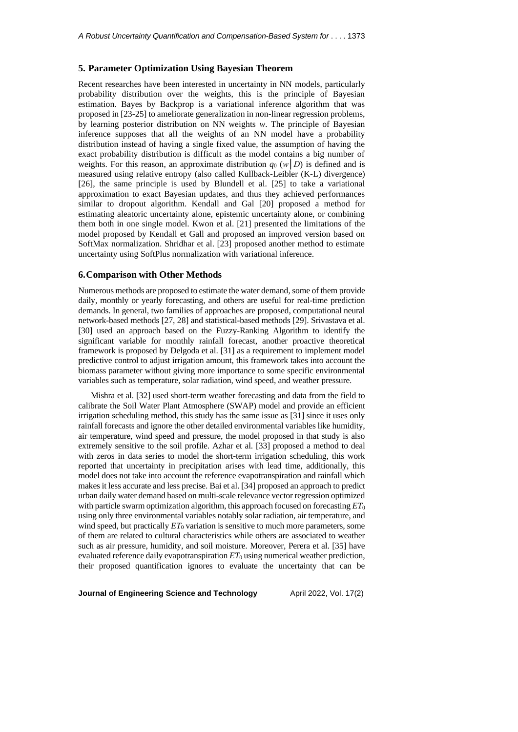## 5. Parameter Optimization Using Bayesian Theorem

Recent researches have been interested in uncertainty in NN models, particularly probability distribution over the weights, this is the principle of Bayesian estimation. Bayes by Backprop is a variational inference algorithm that was proposed in [23-25] to ameliorate generalization in non-linear regression problems, by learning posterior distribution on NN weights *w*. The principle of Bayesian inference supposes that all the weights of an NN model have a probability distribution instead of having a single fixed value, the assumption of having the exact probability distribution is difficult as the model contains a big number of weights. For this reason, an approximate distribution $q_0\ (w \mid D)$ is defined and is measured using relative entropy (also called Kullback-Leibler (K-L) divergence) [26], the same principle is used by Blundell et al. [25] to take a variational approximation to exact Bayesian updates, and thus they achieved performances similar to dropout algorithm. Kendall and Gal [20] proposed a method for estimating aleatoric uncertainty alone, epistemic uncertainty alone, or combining them both in one single model. Kwon et al. [21] presented the limitations of the model proposed by Kendall et Gall and proposed an improved version based on SoftMax normalization. Shridhar et al. [23] proposed another method to estimate uncertainty using SoftPlus normalization with variational inference.

## 6. Comparison with Other Methods

Numerous methods are proposed to estimate the water demand, some of them provide daily, monthly or yearly forecasting, and others are useful for real-time prediction demands. In general, two families of approaches are proposed, computational neural network-based methods [27, 28] and statistical-based methods [29]. Srivastava et al. [30] used an approach based on the Fuzzy-Ranking Algorithm to identify the significant variable for monthly rainfall forecast, another proactive theoretical framework is proposed by Delgoda et al. [31] as a requirement to implement model predictive control to adjust irrigation amount, this framework takes into account the biomass parameter without giving more importance to some specific environmental variables such as temperature, solar radiation, wind speed, and weather pressure.

Mishra et al. [32] used short-term weather forecasting and data from the field to calibrate the Soil Water Plant Atmosphere (SWAP) model and provide an efficient irrigation scheduling method, this study has the same issue as [31] since it uses only rainfall forecasts and ignore the other detailed environmental variables like humidity, air temperature, wind speed and pressure, the model proposed in that study is also extremely sensitive to the soil profile. Azhar et al. [33] proposed a method to deal with zeros in data series to model the short-term irrigation scheduling, this work reported that uncertainty in precipitation arises with lead time, additionally, this model does not take into account the reference evapotranspiration and rainfall which makes it less accurate and less precise. Bai et al. [34] proposed an approach to predict urban daily water demand based on multi-scale relevance vector regression optimized with particle swarm optimization algorithm, this approach focused on forecasting $ET_0$ using only three environmental variables notably solar radiation, air temperature, and wind speed, but practically $ET_0$ variation is sensitive to much more parameters, some of them are related to cultural characteristics while others are associated to weather such as air pressure, humidity, and soil moisture. Moreover, Perera et al. [35] have evaluated reference daily evapotranspiration $ET_0$ using numerical weather prediction, their proposed quantification ignores to evaluate the uncertainty that can be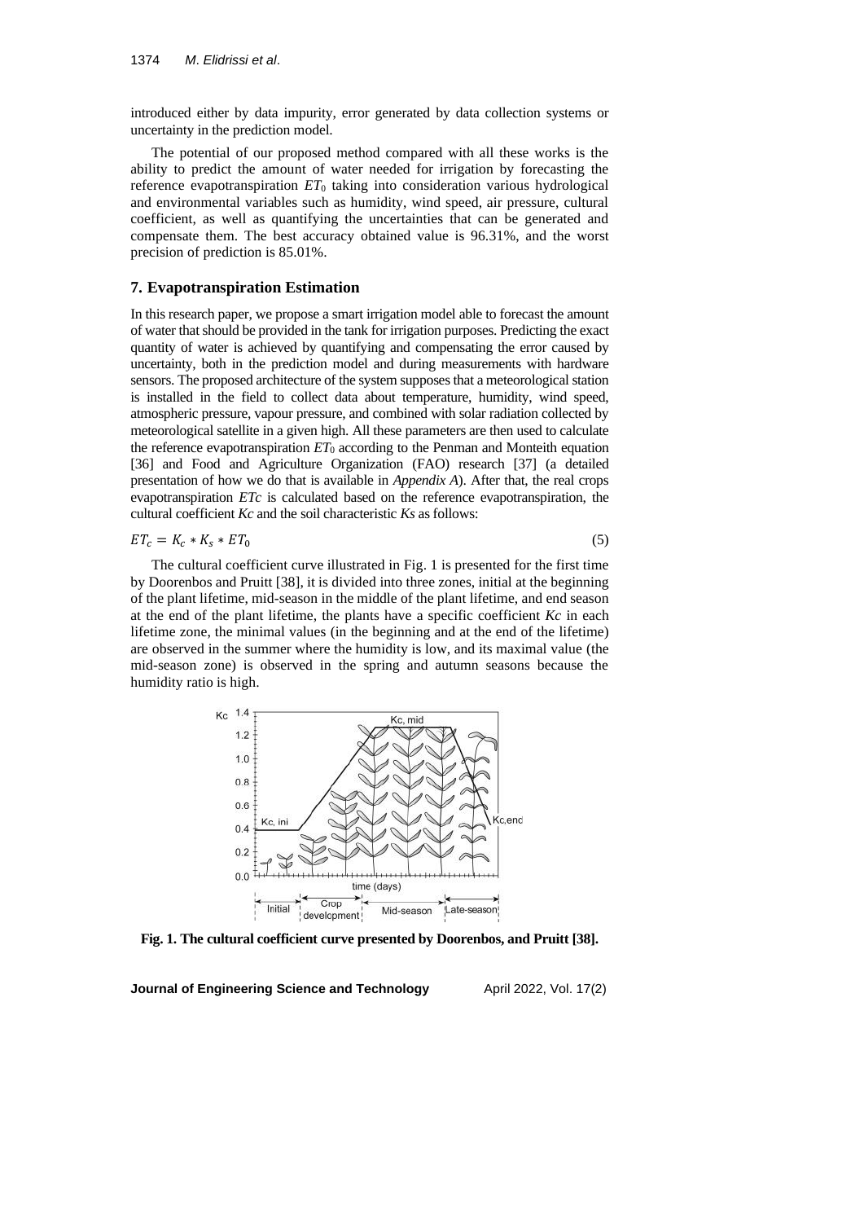introduced either by data impurity, error generated by data collection systems or uncertainty in the prediction model.

The potential of our proposed method compared with all these works is the ability to predict the amount of water needed for irrigation by forecasting the reference evapotranspiration $ET_0$ taking into consideration various hydrological and environmental variables such as humidity, wind speed, air pressure, cultural coefficient, as well as quantifying the uncertainties that can be generated and compensate them. The best accuracy obtained value is 96.31%, and the worst precision of prediction is 85.01%.

## 7. Evapotranspiration Estimation

In this research paper, we propose a smart irrigation model able to forecast the amount of water that should be provided in the tank for irrigation purposes. Predicting the exact quantity of water is achieved by quantifying and compensating the error caused by uncertainty, both in the prediction model and during measurements with hardware sensors. The proposed architecture of the system supposes that a meteorological station is installed in the field to collect data about temperature, humidity, wind speed, atmospheric pressure, vapour pressure, and combined with solar radiation collected by meteorological satellite in a given high. All these parameters are then used to calculate the reference evapotranspiration $ET_0$ according to the Penman and Monteith equation [36] and Food and Agriculture Organization (FAO) research [37] (a detailed presentation of how we do that is available in *Appendix A*). After that, the real crops evapotranspiration $ETc$ is calculated based on the reference evapotranspiration, the cultural coefficient $Kc$ and the soil characteristic $Ks$ as follows:

$$ET_c = K_c * K_s * ET_0 \tag{5}$$

The cultural coefficient curve illustrated in Fig. 1 is presented for the first time by Doorenbos and Pruitt [38], it is divided into three zones, initial at the beginning of the plant lifetime, mid-season in the middle of the plant lifetime, and end season at the end of the plant lifetime, the plants have a specific coefficient $Kc$ in each lifetime zone, the minimal values (in the beginning and at the end of the lifetime) are observed in the summer where the humidity is low, and its maximal value (the mid-season zone) is observed in the spring and autumn seasons because the humidity ratio is high.

**Fig. 1. The cultural coefficient curve presented by Doorenbos, and Pruitt [38].**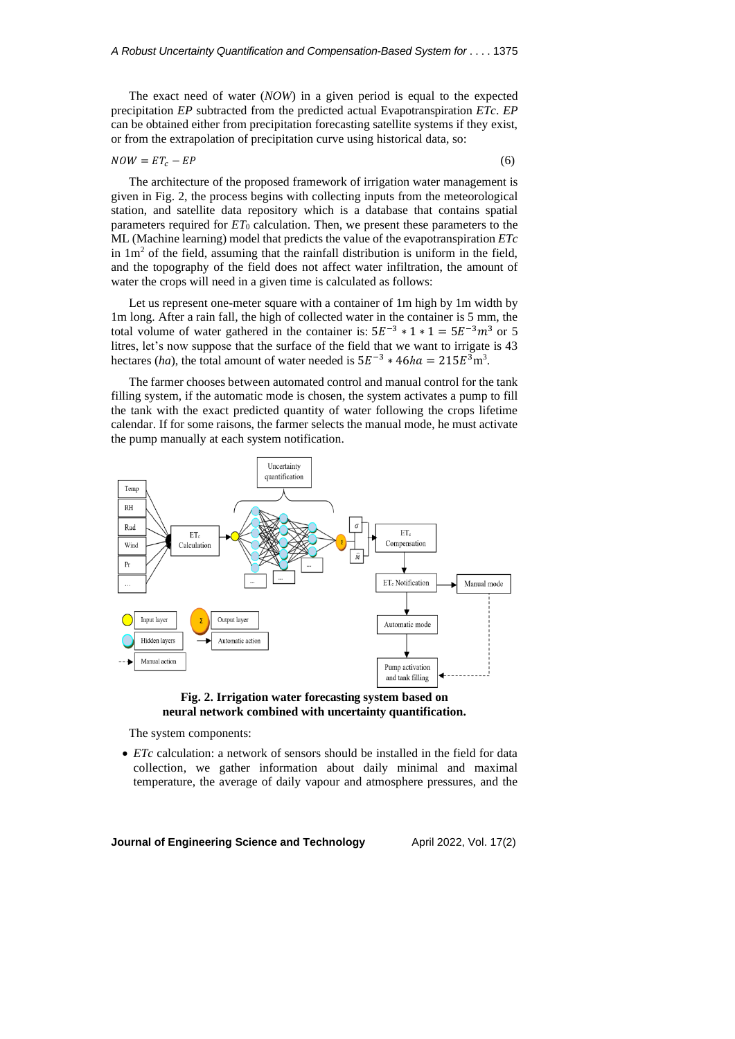The exact need of water (*NOW*) in a given period is equal to the expected precipitation *EP* subtracted from the predicted actual Evapotranspiration *ETc*. *EP* can be obtained either from precipitation forecasting satellite systems if they exist, or from the extrapolation of precipitation curve using historical data, so:

$$NOW = ET_c - EP \tag{6}$$

The architecture of the proposed framework of irrigation water management is given in Fig. 2, the process begins with collecting inputs from the meteorological station, and satellite data repository which is a database that contains spatial parameters required for $ET_0$ calculation. Then, we present these parameters to the ML (Machine learning) model that predicts the value of the evapotranspiration *ETc* in $1m^2$ of the field, assuming that the rainfall distribution is uniform in the field, and the topography of the field does not affect water infiltration, the amount of water the crops will need in a given time is calculated as follows:

Let us represent one-meter square with a container of 1m high by 1m width by 1m long. After a rain fall, the high of collected water in the container is 5 mm, the total volume of water gathered in the container is: $5E^{-3} * 1 * 1 = 5E^{-3}m^3$ or 5 litres, let's now suppose that the surface of the field that we want to irrigate is 43 hectares (*ha*), the total amount of water needed is $5E^{-3} * 46ha = 215E^3 \text{m}^3$.

The farmer chooses between automated control and manual control for the tank filling system, if the automatic mode is chosen, the system activates a pump to fill the tank with the exact predicted quantity of water following the crops lifetime calendar. If for some raisons, the farmer selects the manual mode, he must activate the pump manually at each system notification.

**Fig. 2. Irrigation water forecasting system based on neural network combined with uncertainty quantification.**

The system components:

- *ETc* calculation: a network of sensors should be installed in the field for data collection, we gather information about daily minimal and maximal temperature, the average of daily vapour and atmosphere pressures, and the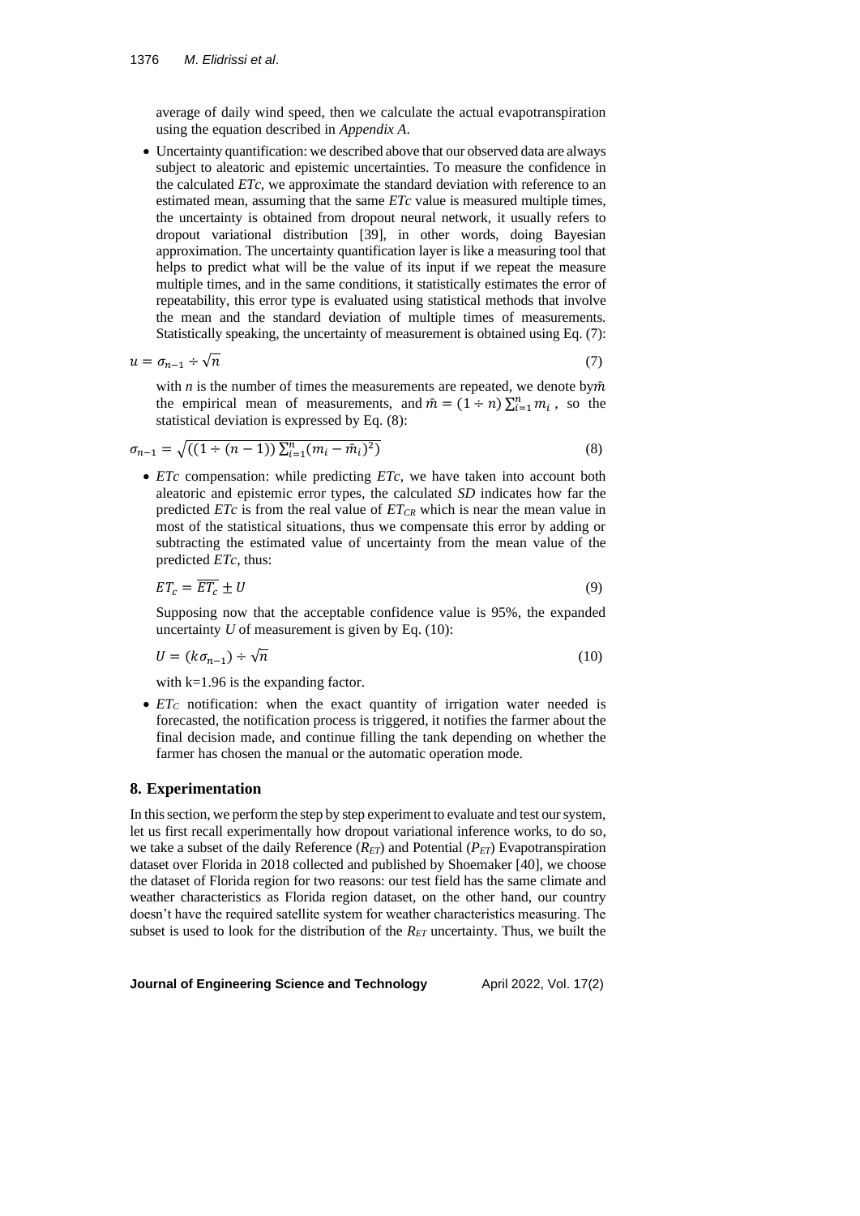average of daily wind speed, then we calculate the actual evapotranspiration using the equation described in *Appendix A*.

- Uncertainty quantification: we described above that our observed data are always subject to aleatoric and epistemic uncertainties. To measure the confidence in the calculated *ETc*, we approximate the standard deviation with reference to an estimated mean, assuming that the same *ETc* value is measured multiple times, the uncertainty is obtained from dropout neural network, it usually refers to dropout variational distribution [39], in other words, doing Bayesian approximation. The uncertainty quantification layer is like a measuring tool that helps to predict what will be the value of its input if we repeat the measure multiple times, and in the same conditions, it statistically estimates the error of repeatability, this error type is evaluated using statistical methods that involve the mean and the standard deviation of multiple times of measurements. Statistically speaking, the uncertainty of measurement is obtained using Eq. (7):

$$u = \sigma_{n-1} \div \sqrt{n} \tag{7}$$

with $n$ is the number of times the measurements are repeated, we denote by $\bar{m}$ the empirical mean of measurements, and $\bar{m} = (1 \div n)\sum_{i=1}^{n} m_i$ , so the statistical deviation is expressed by Eq. (8):

$$\sigma_{n-1} = \sqrt{((1 \div (n-1))\sum_{i=1}^{n}(m_i - \bar{m}_i)^2)} \tag{8}$$

- *ETc* compensation: while predicting *ETc*, we have taken into account both aleatoric and epistemic error types, the calculated *SD* indicates how far the predicted *ETc* is from the real value of $ET_{CR}$ which is near the mean value in most of the statistical situations, thus we compensate this error by adding or subtracting the estimated value of uncertainty from the mean value of the predicted *ETc*, thus:

$$ET_c = \overline{ET_c} \pm U \tag{9}$$

Supposing now that the acceptable confidence value is 95%, the expanded uncertainty $U$ of measurement is given by Eq. (10):

$$U = (k\sigma_{n-1}) \div \sqrt{n} \tag{10}$$

with k=1.96 is the expanding factor.

- $ET_C$ notification: when the exact quantity of irrigation water needed is forecasted, the notification process is triggered, it notifies the farmer about the final decision made, and continue filling the tank depending on whether the farmer has chosen the manual or the automatic operation mode.

## 8. Experimentation

In this section, we perform the step by step experiment to evaluate and test our system, let us first recall experimentally how dropout variational inference works, to do so, we take a subset of the daily Reference ($R_{ET}$) and Potential ($P_{ET}$) Evapotranspiration dataset over Florida in 2018 collected and published by Shoemaker [40], we choose the dataset of Florida region for two reasons: our test field has the same climate and weather characteristics as Florida region dataset, on the other hand, our country doesn't have the required satellite system for weather characteristics measuring. The subset is used to look for the distribution of the $R_{ET}$ uncertainty. Thus, we built the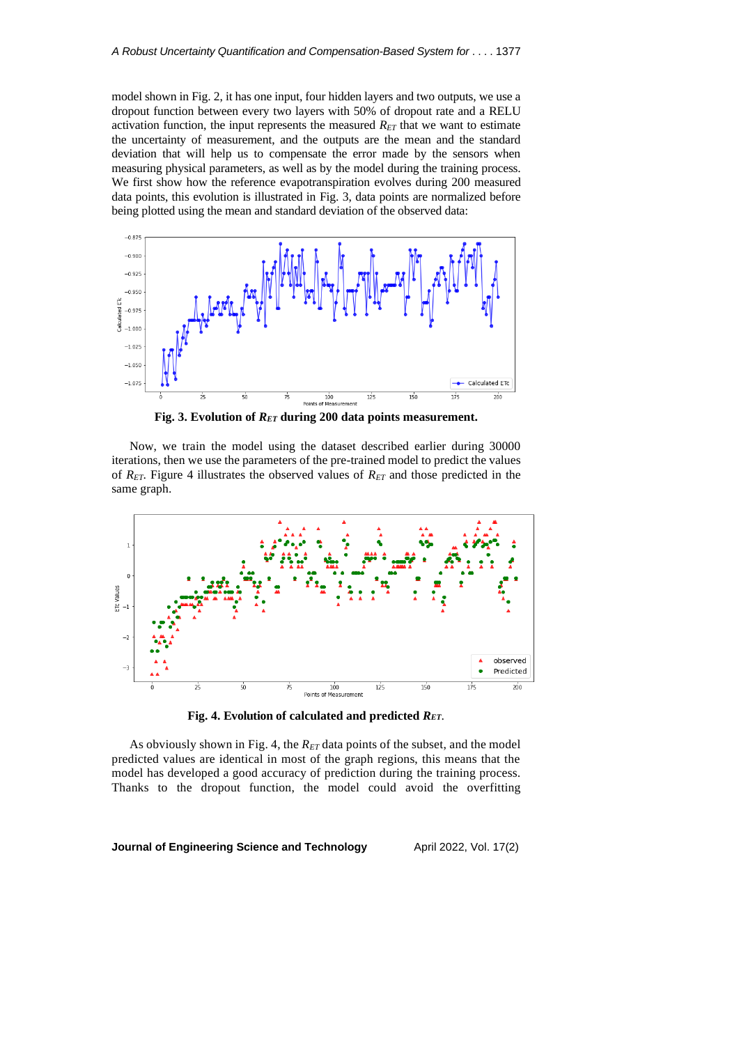model shown in Fig. 2, it has one input, four hidden layers and two outputs, we use a dropout function between every two layers with 50% of dropout rate and a RELU activation function, the input represents the measured $R_{ET}$ that we want to estimate the uncertainty of measurement, and the outputs are the mean and the standard deviation that will help us to compensate the error made by the sensors when measuring physical parameters, as well as by the model during the training process. We first show how the reference evapotranspiration evolves during 200 measured data points, this evolution is illustrated in Fig. 3, data points are normalized before being plotted using the mean and standard deviation of the observed data:

**Fig. 3. Evolution of $R_{ET}$ during 200 data points measurement.**

Now, we train the model using the dataset described earlier during 30000 iterations, then we use the parameters of the pre-trained model to predict the values of $R_{ET}$. Figure 4 illustrates the observed values of $R_{ET}$ and those predicted in the same graph.

**Fig. 4. Evolution of calculated and predicted $R_{ET}$.**

As obviously shown in Fig. 4, the $R_{ET}$ data points of the subset, and the model predicted values are identical in most of the graph regions, this means that the model has developed a good accuracy of prediction during the training process. Thanks to the dropout function, the model could avoid the overfitting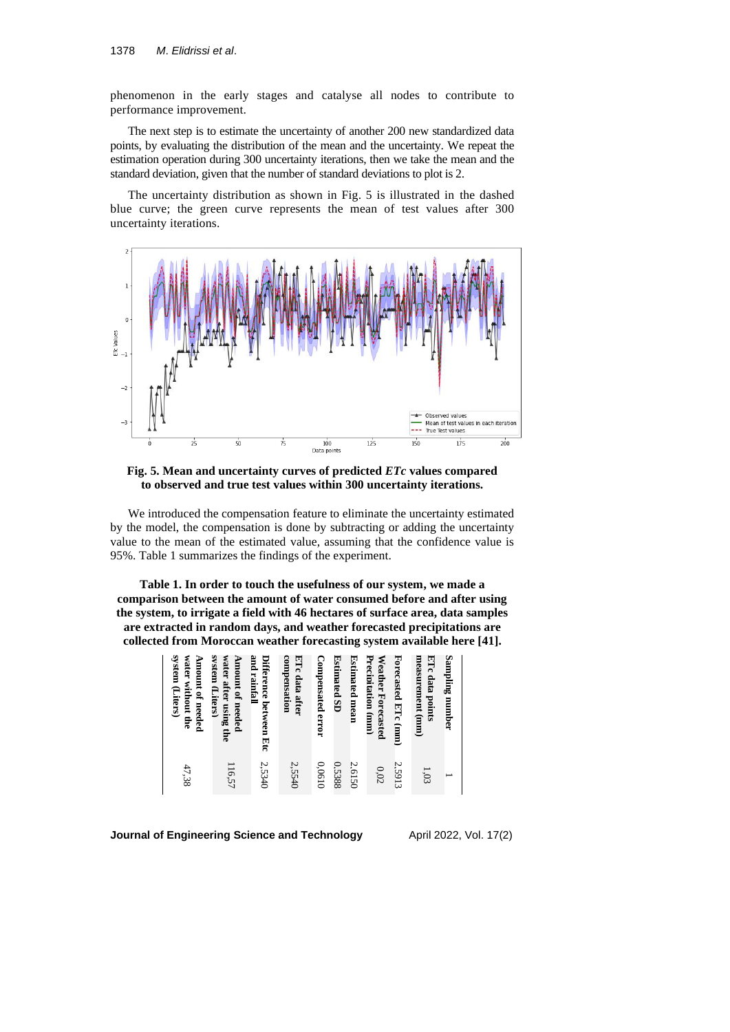phenomenon in the early stages and catalyse all nodes to contribute to performance improvement.

The next step is to estimate the uncertainty of another 200 new standardized data points, by evaluating the distribution of the mean and the uncertainty. We repeat the estimation operation during 300 uncertainty iterations, then we take the mean and the standard deviation, given that the number of standard deviations to plot is 2.

The uncertainty distribution as shown in Fig. 5 is illustrated in the dashed blue curve; the green curve represents the mean of test values after 300 uncertainty iterations.

**Fig. 5. Mean and uncertainty curves of predicted *ETc* values compared to observed and true test values within 300 uncertainty iterations.**

We introduced the compensation feature to eliminate the uncertainty estimated by the model, the compensation is done by subtracting or adding the uncertainty value to the mean of the estimated value, assuming that the confidence value is 95%. Table 1 summarizes the findings of the experiment.

**Table 1. In order to touch the usefulness of our system, we made a comparison between the amount of water consumed before and after using the system, to irrigate a field with 46 hectares of surface area, data samples are extracted in random days, and weather forecasted precipitations are collected from Moroccan weather forecasting system available here [41].**

| Sampling number | ETc data points measurement (mm) | Forecasted ETc (mm) | Weather Forecasted Precipitation (mm) | Estimated mean | Estimated SD | Compensated error | ETc data after compensation | Difference between Etc and rainfall | Amount of needed water after using the system (Liters) | Amount of needed water without the system (Liters) |
|---|---|---|---|---|---|---|---|---|---|---|
| 1 | 1,03 | 2,5913 | 0,02 | 2,6150 | 0,5388 | 0,0610 | 2,5540 | 2,5340 | 116,57 | 47,38 |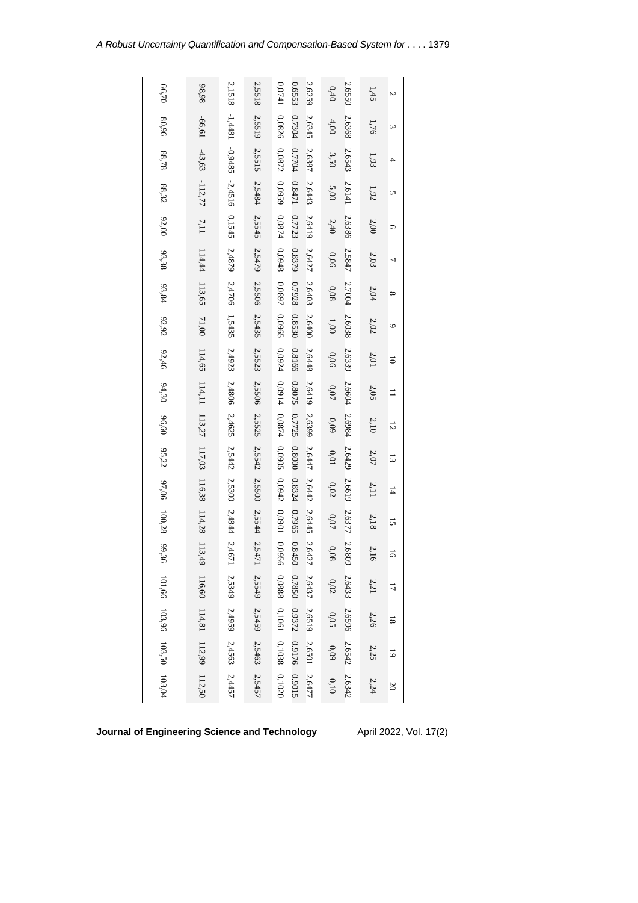| 2 | 3 | 4 | 5 | 6 | 7 | 8 | 9 | 10 | 11 | 12 | 13 | 14 | 15 | 16 | 17 | 18 | 19 | 20 |
|---|---|---|---|---|---|---|---|---|---|---|---|---|---|---|---|---|---|---|
| 1,45 | 1,76 | 1,93 | 1,92 | 2,00 | 2,03 | 2,04 | 2,02 | 2,01 | 2,05 | 2,10 | 2,07 | 2,11 | 2,18 | 2,16 | 2,21 | 2,26 | 2,25 | 2,24 |
| 2.6550 | 2.6368 | 2.6543 | 2.6141 | 2.6386 | 2.5847 | 2.7004 | 2.6038 | 2.6339 | 2.6604 | 2.6984 | 2.6429 | 2.6619 | 2.6377 | 2.6809 | 2.6433 | 2.6596 | 2.6542 | 2.6342 |
| 0,40 | 4,00 | 3,50 | 5,00 | 2,40 | 0,06 | 0,08 | 1,00 | 0,06 | 0,07 | 0,09 | 0,01 | 0,02 | 0,07 | 0,08 | 0,02 | 0,05 | 0,09 | 0,10 |
| 2.6259 | 2.6345 | 2.6387 | 2.6443 | 2.6419 | 2.6427 | 2.6403 | 2.6400 | 2.6448 | 2.6419 | 2.6399 | 2.6447 | 2.6442 | 2.6445 | 2.6427 | 2.6437 | 2.6519 | 2.6501 | 2.6477 |
| 0.6553 | 0.7304 | 0.7704 | 0.8471 | 0.7723 | 0.8379 | 0.7928 | 0.8530 | 0.8166 | 0.8075 | 0.7725 | 0.8000 | 0.8324 | 0.7965 | 0.8450 | 0.7850 | 0.9372 | 0.9176 | 0.9015 |
| 0,0741 | 0,0826 | 0,0872 | 0,0959 | 0,0874 | 0,0948 | 0,0897 | 0,0965 | 0,0924 | 0,0914 | 0,0874 | 0,0905 | 0,0942 | 0,0901 | 0,0956 | 0,0888 | 0,1061 | 0,1038 | 0,1020 |
| 2,5518 | 2,5519 | 2,5515 | 2,5484 | 2,5545 | 2,5479 | 2,5506 | 2,5435 | 2,5523 | 2,5506 | 2,5525 | 2,5542 | 2,5500 | 2,5544 | 2,5471 | 2,5549 | 2,5459 | 2,5463 | 2,5457 |
| 2.1518 | -1,4481 | -0,9485 | -2,4516 | 0,1545 | 2,4879 | 2,4706 | 1,5435 | 2,4923 | 2,4806 | 2,4625 | 2,5442 | 2,5300 | 2,4844 | 2,4671 | 2,5349 | 2,4959 | 2,4563 | 2,4457 |
| 98,98 | -66,61 | -43,63 | -112,77 | 7,11 | 114,44 | 113,65 | 71,00 | 114,65 | 114,11 | 113,27 | 117,03 | 116,38 | 114,28 | 113,49 | 116,60 | 114,81 | 112,99 | 112,50 |
| 66,70 | 80,96 | 88,78 | 88,32 | 92,00 | 93,38 | 93,84 | 92,92 | 92,46 | 94,30 | 96,60 | 95,22 | 97,06 | 100,28 | 99,36 | 101,66 | 103,96 | 103,50 | 103,04 |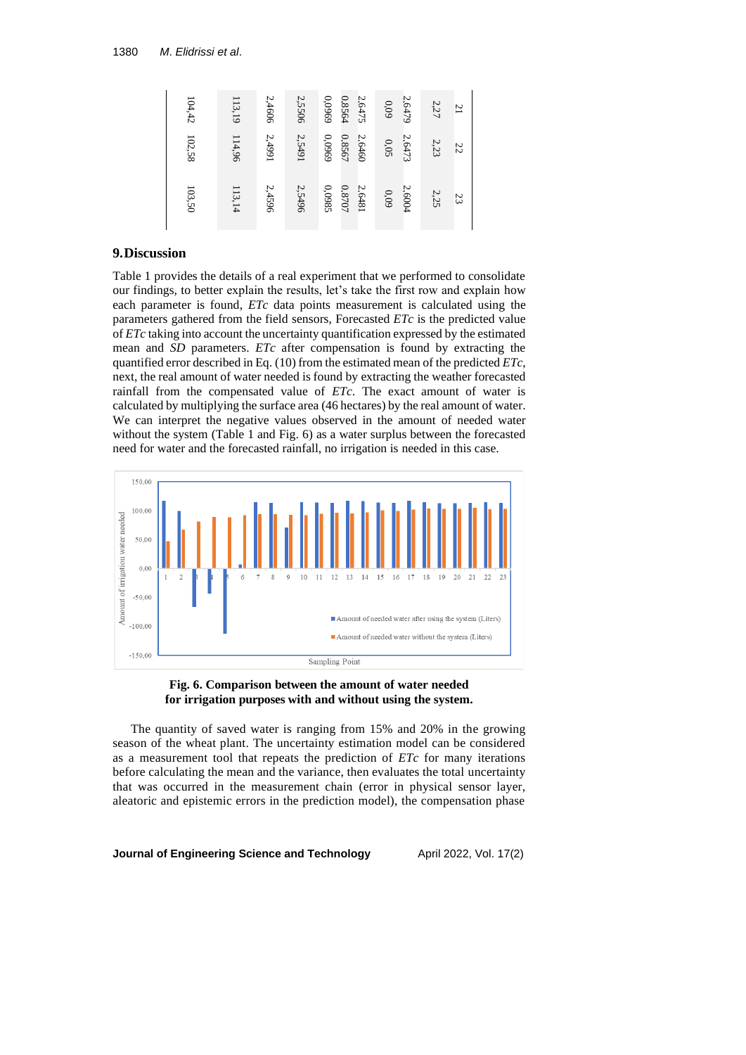| | | | | | | | | | |
|---|---|---|---|---|---|---|---|---|---|
| 21 | 2,27 | 2,6479 | 0,09 | 2,6475 | 0,8564 | 0,0969 | 2,5506 | 2,4606 | 113,19 | 104,42 |
| 22 | 2,23 | 2,6473 | 0,05 | 2,6460 | 0,8567 | 0,0969 | 2,5491 | 2,4991 | 114,96 | 102,58 |
| 23 | 2,25 | 2,6004 | 0,09 | 2,6481 | 0,8707 | 0,0985 | 2,5496 | 2,4596 | 113,14 | 103,50 |

## 9. Discussion

Table 1 provides the details of a real experiment that we performed to consolidate our findings, to better explain the results, let's take the first row and explain how each parameter is found, *ETc* data points measurement is calculated using the parameters gathered from the field sensors, Forecasted *ETc* is the predicted value of *ETc* taking into account the uncertainty quantification expressed by the estimated mean and *SD* parameters. *ETc* after compensation is found by extracting the quantified error described in Eq. (10) from the estimated mean of the predicted *ETc*, next, the real amount of water needed is found by extracting the weather forecasted rainfall from the compensated value of *ETc*. The exact amount of water is calculated by multiplying the surface area (46 hectares) by the real amount of water. We can interpret the negative values observed in the amount of needed water without the system (Table 1 and Fig. 6) as a water surplus between the forecasted need for water and the forecasted rainfall, no irrigation is needed in this case.

**Fig. 6. Comparison between the amount of water needed for irrigation purposes with and without using the system.**

The quantity of saved water is ranging from 15% and 20% in the growing season of the wheat plant. The uncertainty estimation model can be considered as a measurement tool that repeats the prediction of *ETc* for many iterations before calculating the mean and the variance, then evaluates the total uncertainty that was occurred in the measurement chain (error in physical sensor layer, aleatoric and epistemic errors in the prediction model), the compensation phase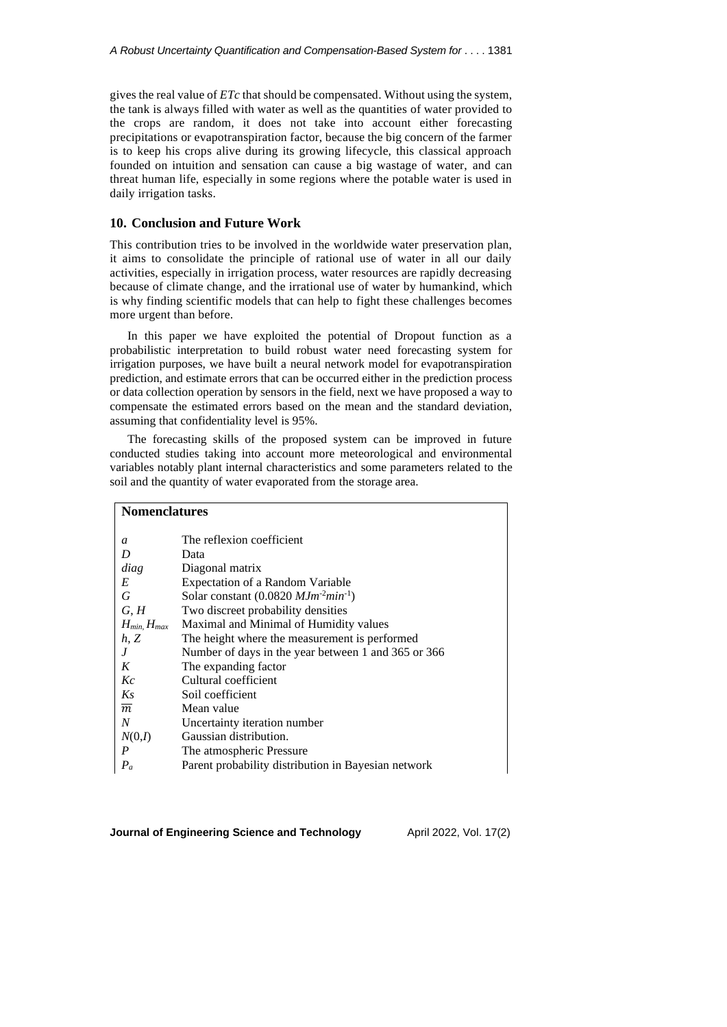gives the real value of *ETc* that should be compensated. Without using the system, the tank is always filled with water as well as the quantities of water provided to the crops are random, it does not take into account either forecasting precipitations or evapotranspiration factor, because the big concern of the farmer is to keep his crops alive during its growing lifecycle, this classical approach founded on intuition and sensation can cause a big wastage of water, and can threat human life, especially in some regions where the potable water is used in daily irrigation tasks.

## 10. Conclusion and Future Work

This contribution tries to be involved in the worldwide water preservation plan, it aims to consolidate the principle of rational use of water in all our daily activities, especially in irrigation process, water resources are rapidly decreasing because of climate change, and the irrational use of water by humankind, which is why finding scientific models that can help to fight these challenges becomes more urgent than before.

In this paper we have exploited the potential of Dropout function as a probabilistic interpretation to build robust water need forecasting system for irrigation purposes, we have built a neural network model for evapotranspiration prediction, and estimate errors that can be occurred either in the prediction process or data collection operation by sensors in the field, next we have proposed a way to compensate the estimated errors based on the mean and the standard deviation, assuming that confidentiality level is 95%.

The forecasting skills of the proposed system can be improved in future conducted studies taking into account more meteorological and environmental variables notably plant internal characteristics and some parameters related to the soil and the quantity of water evaporated from the storage area.

**Nomenclatures**

| | |
|---|---|
| $a$ | The reflexion coefficient |
| $D$ | Data |
| $diag$ | Diagonal matrix |
| $E$ | Expectation of a Random Variable |
| $G$ | Solar constant (0.0820 $MJm^{-2}min^{-1}$) |
| $G, H$ | Two discreet probability densities |
| $H_{min}, H_{max}$ | Maximal and Minimal of Humidity values |
| $h, Z$ | The height where the measurement is performed |
| $J$ | Number of days in the year between 1 and 365 or 366 |
| $K$ | The expanding factor |
| $Kc$ | Cultural coefficient |
| $Ks$ | Soil coefficient |
| $\overline{m}$ | Mean value |
| $N$ | Uncertainty iteration number |
| $N(0,I)$ | Gaussian distribution. |
| $P$ | The atmospheric Pressure |
| $P_a$ | Parent probability distribution in Bayesian network |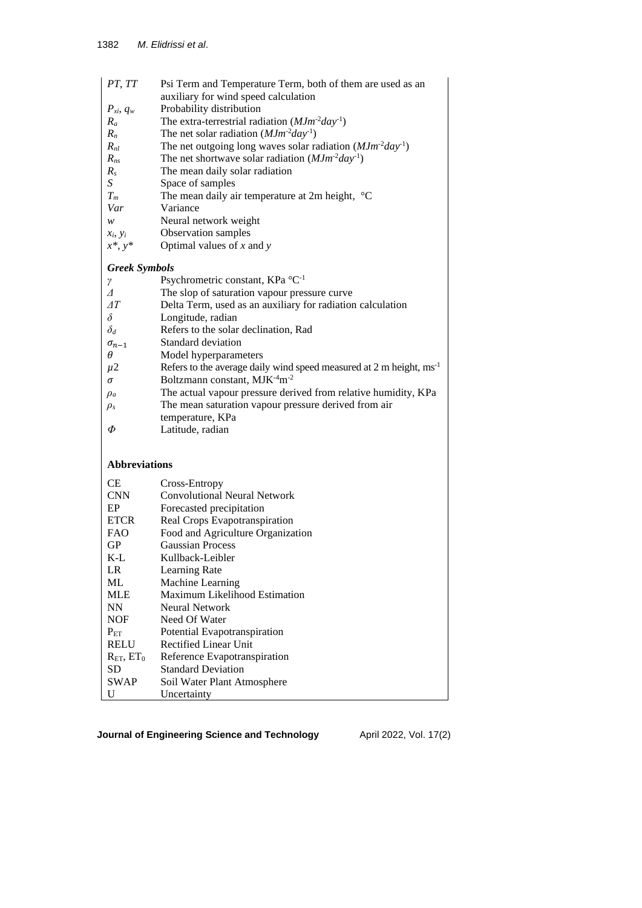| | |
|---|---|
| $PT$, $TT$ | Psi Term and Temperature Term, both of them are used as an auxiliary for wind speed calculation |
| $P_{xi}$, $q_w$ | Probability distribution |
| $R_a$ | The extra-terrestrial radiation ($MJm^{-2}day^{-1}$) |
| $R_n$ | The net solar radiation ($MJm^{-2}day^{-1}$) |
| $R_{nl}$ | The net outgoing long waves solar radiation ($MJm^{-2}day^{-1}$) |
| $R_{ns}$ | The net shortwave solar radiation ($MJm^{-2}day^{-1}$) |
| $R_s$ | The mean daily solar radiation |
| $S$ | Space of samples |
| $T_m$ | The mean daily air temperature at 2m height, °C |
| $Var$ | Variance |
| $w$ | Neural network weight |
| $x_i$, $y_i$ | Observation samples |
| $x^*$, $y^*$ | Optimal values of $x$ and $y$ |

***Greek Symbols***

| | |
|---|---|
| $\gamma$ | Psychrometric constant, KPa °C$^{-1}$ |
| $\Delta$ | The slop of saturation vapour pressure curve |
| $\Delta T$ | Delta Term, used as an auxiliary for radiation calculation |
| $\delta$ | Longitude, radian |
| $\delta_d$ | Refers to the solar declination, Rad |
| $\sigma_{n-1}$ | Standard deviation |
| $\theta$ | Model hyperparameters |
| $\mu 2$ | Refers to the average daily wind speed measured at 2 m height, ms$^{-1}$ |
| $\sigma$ | Boltzmann constant, MJK$^{-4}$m$^{-2}$ |
| $\rho_a$ | The actual vapour pressure derived from relative humidity, KPa |
| $\rho_s$ | The mean saturation vapour pressure derived from air temperature, KPa |
| $\Phi$ | Latitude, radian |

**Abbreviations**

| | |
|---|---|
| CE | Cross-Entropy |
| CNN | Convolutional Neural Network |
| EP | Forecasted precipitation |
| ETCR | Real Crops Evapotranspiration |
| FAO | Food and Agriculture Organization |
| GP | Gaussian Process |
| K-L | Kullback-Leibler |
| LR | Learning Rate |
| ML | Machine Learning |
| MLE | Maximum Likelihood Estimation |
| NN | Neural Network |
| NOF | Need Of Water |
| $P_{ET}$ | Potential Evapotranspiration |
| RELU | Rectified Linear Unit |
| $R_{ET}$, $ET_0$ | Reference Evapotranspiration |
| SD | Standard Deviation |
| SWAP | Soil Water Plant Atmosphere |
| U | Uncertainty |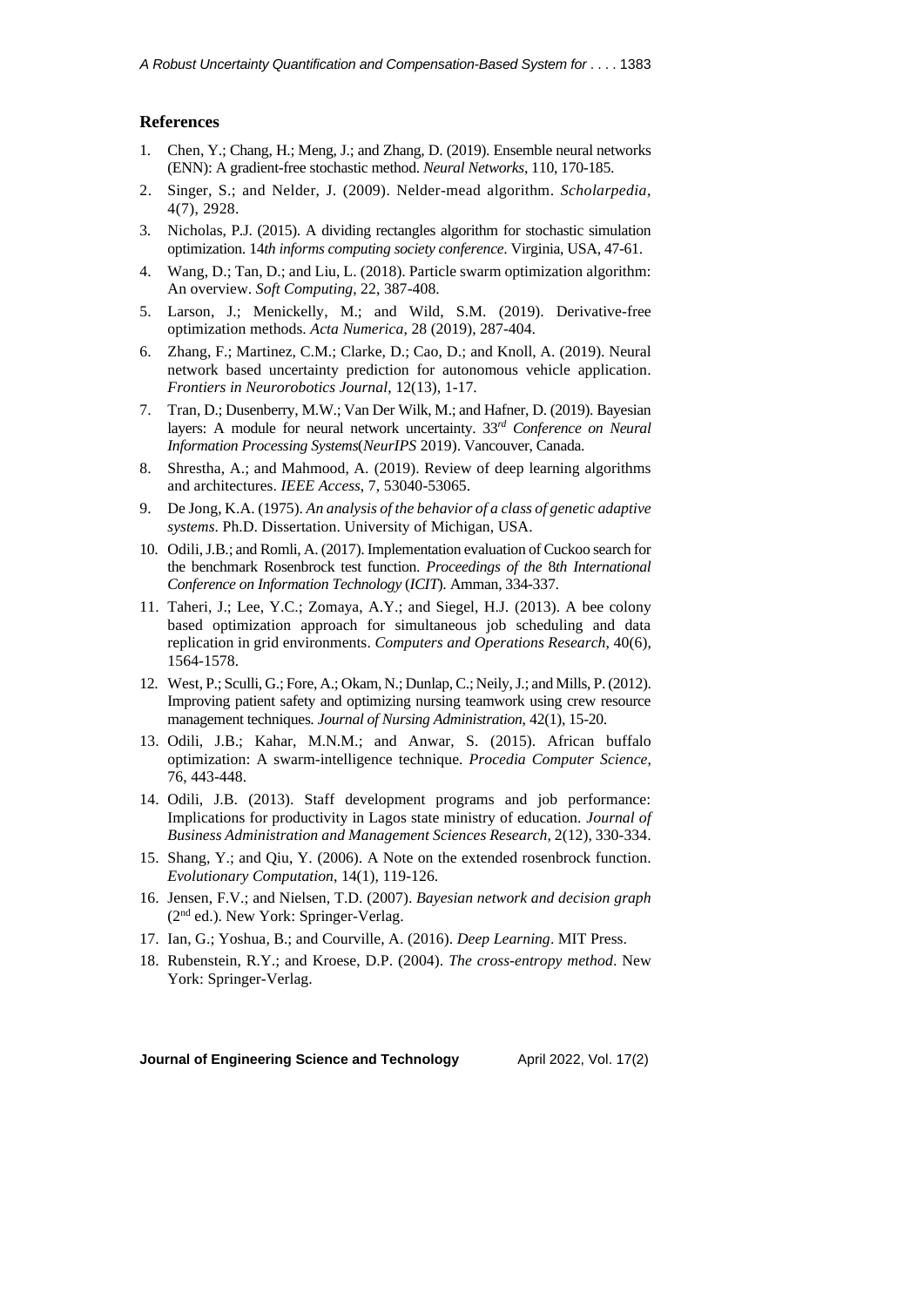## References

1. Chen, Y.; Chang, H.; Meng, J.; and Zhang, D. (2019). Ensemble neural networks (ENN): A gradient-free stochastic method. *Neural Networks*, 110, 170-185.
2. Singer, S.; and Nelder, J. (2009). Nelder-mead algorithm. *Scholarpedia*, 4(7), 2928.
3. Nicholas, P.J. (2015). A dividing rectangles algorithm for stochastic simulation optimization. 14*th informs computing society conference.* Virginia, USA, 47-61.
4. Wang, D.; Tan, D.; and Liu, L. (2018). Particle swarm optimization algorithm: An overview. *Soft Computing*, 22, 387-408.
5. Larson, J.; Menickelly, M.; and Wild, S.M. (2019). Derivative-free optimization methods. *Acta Numerica*, 28 (2019), 287-404.
6. Zhang, F.; Martinez, C.M.; Clarke, D.; Cao, D.; and Knoll, A. (2019). Neural network based uncertainty prediction for autonomous vehicle application. *Frontiers in Neurorobotics Journal*, 12(13), 1-17.
7. Tran, D.; Dusenberry, M.W.; Van Der Wilk, M.; and Hafner, D. (2019). Bayesian layers: A module for neural network uncertainty. 33*rd Conference on Neural Information Processing Systems*(*NeurIPS* 2019). Vancouver, Canada.
8. Shrestha, A.; and Mahmood, A. (2019). Review of deep learning algorithms and architectures. *IEEE Access*, 7, 53040-53065.
9. De Jong, K.A. (1975). *An analysis of the behavior of a class of genetic adaptive systems*. Ph.D. Dissertation. University of Michigan, USA.
10. Odili, J.B.; and Romli, A. (2017). Implementation evaluation of Cuckoo search for the benchmark Rosenbrock test function. *Proceedings of the* 8*th International Conference on Information Technology* (*ICIT*). Amman, 334-337.
11. Taheri, J.; Lee, Y.C.; Zomaya, A.Y.; and Siegel, H.J. (2013). A bee colony based optimization approach for simultaneous job scheduling and data replication in grid environments. *Computers and Operations Research*, 40(6), 1564-1578.
12. West, P.; Sculli, G.; Fore, A.; Okam, N.; Dunlap, C.; Neily, J.; and Mills, P. (2012). Improving patient safety and optimizing nursing teamwork using crew resource management techniques. *Journal of Nursing Administration*, 42(1), 15-20.
13. Odili, J.B.; Kahar, M.N.M.; and Anwar, S. (2015). African buffalo optimization: A swarm-intelligence technique. *Procedia Computer Science*, 76, 443-448.
14. Odili, J.B. (2013). Staff development programs and job performance: Implications for productivity in Lagos state ministry of education. *Journal of Business Administration and Management Sciences Research*, 2(12), 330-334.
15. Shang, Y.; and Qiu, Y. (2006). A Note on the extended rosenbrock function. *Evolutionary Computation*, 14(1), 119-126.
16. Jensen, F.V.; and Nielsen, T.D. (2007). *Bayesian network and decision graph* (2nd ed.). New York: Springer-Verlag.
17. Ian, G.; Yoshua, B.; and Courville, A. (2016). *Deep Learning*. MIT Press.
18. Rubenstein, R.Y.; and Kroese, D.P. (2004). *The cross-entropy method*. New York: Springer-Verlag.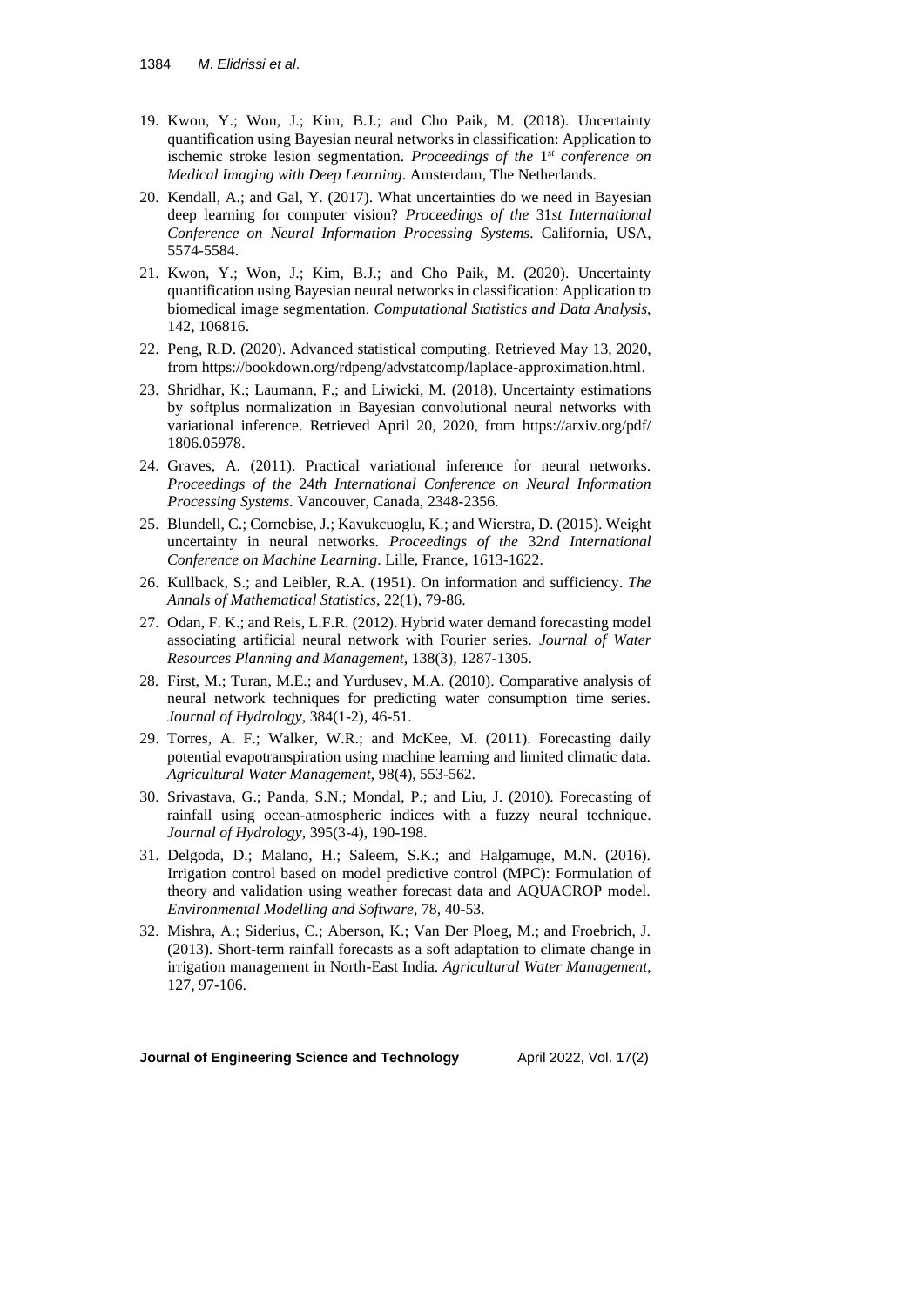19. Kwon, Y.; Won, J.; Kim, B.J.; and Cho Paik, M. (2018). Uncertainty quantification using Bayesian neural networks in classification: Application to ischemic stroke lesion segmentation. *Proceedings of the* 1*st conference on Medical Imaging with Deep Learning*. Amsterdam, The Netherlands.
20. Kendall, A.; and Gal, Y. (2017). What uncertainties do we need in Bayesian deep learning for computer vision? *Proceedings of the* 31*st International Conference on Neural Information Processing Systems*. California, USA, 5574-5584.
21. Kwon, Y.; Won, J.; Kim, B.J.; and Cho Paik, M. (2020). Uncertainty quantification using Bayesian neural networks in classification: Application to biomedical image segmentation. *Computational Statistics and Data Analysis*, 142, 106816.
22. Peng, R.D. (2020). Advanced statistical computing. Retrieved May 13, 2020, from https://bookdown.org/rdpeng/advstatcomp/laplace-approximation.html.
23. Shridhar, K.; Laumann, F.; and Liwicki, M. (2018). Uncertainty estimations by softplus normalization in Bayesian convolutional neural networks with variational inference. Retrieved April 20, 2020, from https://arxiv.org/pdf/1806.05978.
24. Graves, A. (2011). Practical variational inference for neural networks. *Proceedings of the* 24*th International Conference on Neural Information Processing Systems*. Vancouver, Canada, 2348-2356.
25. Blundell, C.; Cornebise, J.; Kavukcuoglu, K.; and Wierstra, D. (2015). Weight uncertainty in neural networks. *Proceedings of the* 32*nd International Conference on Machine Learning*. Lille, France, 1613-1622.
26. Kullback, S.; and Leibler, R.A. (1951). On information and sufficiency. *The Annals of Mathematical Statistics*, 22(1), 79-86.
27. Odan, F. K.; and Reis, L.F.R. (2012). Hybrid water demand forecasting model associating artificial neural network with Fourier series. *Journal of Water Resources Planning and Management*, 138(3), 1287-1305.
28. First, M.; Turan, M.E.; and Yurdusev, M.A. (2010). Comparative analysis of neural network techniques for predicting water consumption time series. *Journal of Hydrology*, 384(1-2), 46-51.
29. Torres, A. F.; Walker, W.R.; and McKee, M. (2011). Forecasting daily potential evapotranspiration using machine learning and limited climatic data. *Agricultural Water Management*, 98(4), 553-562.
30. Srivastava, G.; Panda, S.N.; Mondal, P.; and Liu, J. (2010). Forecasting of rainfall using ocean-atmospheric indices with a fuzzy neural technique. *Journal of Hydrology*, 395(3-4), 190-198.
31. Delgoda, D.; Malano, H.; Saleem, S.K.; and Halgamuge, M.N. (2016). Irrigation control based on model predictive control (MPC): Formulation of theory and validation using weather forecast data and AQUACROP model. *Environmental Modelling and Software*, 78, 40-53.
32. Mishra, A.; Siderius, C.; Aberson, K.; Van Der Ploeg, M.; and Froebrich, J. (2013). Short-term rainfall forecasts as a soft adaptation to climate change in irrigation management in North-East India. *Agricultural Water Management*, 127, 97-106.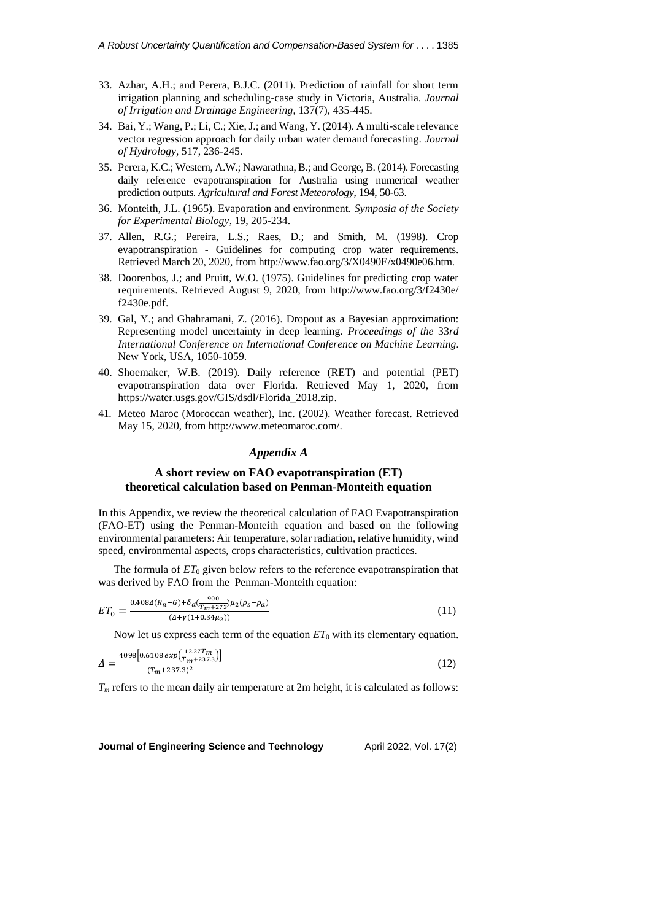33. Azhar, A.H.; and Perera, B.J.C. (2011). Prediction of rainfall for short term irrigation planning and scheduling-case study in Victoria, Australia. *Journal of Irrigation and Drainage Engineering*, 137(7), 435-445.
34. Bai, Y.; Wang, P.; Li, C.; Xie, J.; and Wang, Y. (2014). A multi-scale relevance vector regression approach for daily urban water demand forecasting. *Journal of Hydrology*, 517, 236-245.
35. Perera, K.C.; Western, A.W.; Nawarathna, B.; and George, B. (2014). Forecasting daily reference evapotranspiration for Australia using numerical weather prediction outputs. *Agricultural and Forest Meteorology*, 194, 50-63.
36. Monteith, J.L. (1965). Evaporation and environment. *Symposia of the Society for Experimental Biology*, 19, 205-234.
37. Allen, R.G.; Pereira, L.S.; Raes, D.; and Smith, M. (1998). Crop evapotranspiration - Guidelines for computing crop water requirements. Retrieved March 20, 2020, from http://www.fao.org/3/X0490E/x0490e06.htm.
38. Doorenbos, J.; and Pruitt, W.O. (1975). Guidelines for predicting crop water requirements. Retrieved August 9, 2020, from http://www.fao.org/3/f2430e/f2430e.pdf.
39. Gal, Y.; and Ghahramani, Z. (2016). Dropout as a Bayesian approximation: Representing model uncertainty in deep learning. *Proceedings of the* 33*rd International Conference on International Conference on Machine Learning*. New York, USA, 1050-1059.
40. Shoemaker, W.B. (2019). Daily reference (RET) and potential (PET) evapotranspiration data over Florida. Retrieved May 1, 2020, from https://water.usgs.gov/GIS/dsdl/Florida_2018.zip.
41. Meteo Maroc (Moroccan weather), Inc. (2002). Weather forecast. Retrieved May 15, 2020, from http://www.meteomaroc.com/.

## *Appendix A*

### A short review on FAO evapotranspiration (ET) theoretical calculation based on Penman-Monteith equation

In this Appendix, we review the theoretical calculation of FAO Evapotranspiration (FAO-ET) using the Penman-Monteith equation and based on the following environmental parameters: Air temperature, solar radiation, relative humidity, wind speed, environmental aspects, crops characteristics, cultivation practices.

The formula of $ET_0$ given below refers to the reference evapotranspiration that was derived by FAO from the Penman-Monteith equation:

$$ET_0 = \frac{0.408\Delta(R_n - G) + \delta_d(\frac{900}{T_m+273})\mu_2(\rho_s - \rho_a)}{(\Delta + \gamma(1 + 0.34\mu_2))} \tag{11}$$

Now let us express each term of the equation $ET_0$ with its elementary equation.

$$\Delta = \frac{4098\left[0.6108\, exp\left(\frac{12.27T_m}{T_m+237.3}\right)\right]}{(T_m+237.3)^2} \tag{12}$$

$T_m$ refers to the mean daily air temperature at 2m height, it is calculated as follows: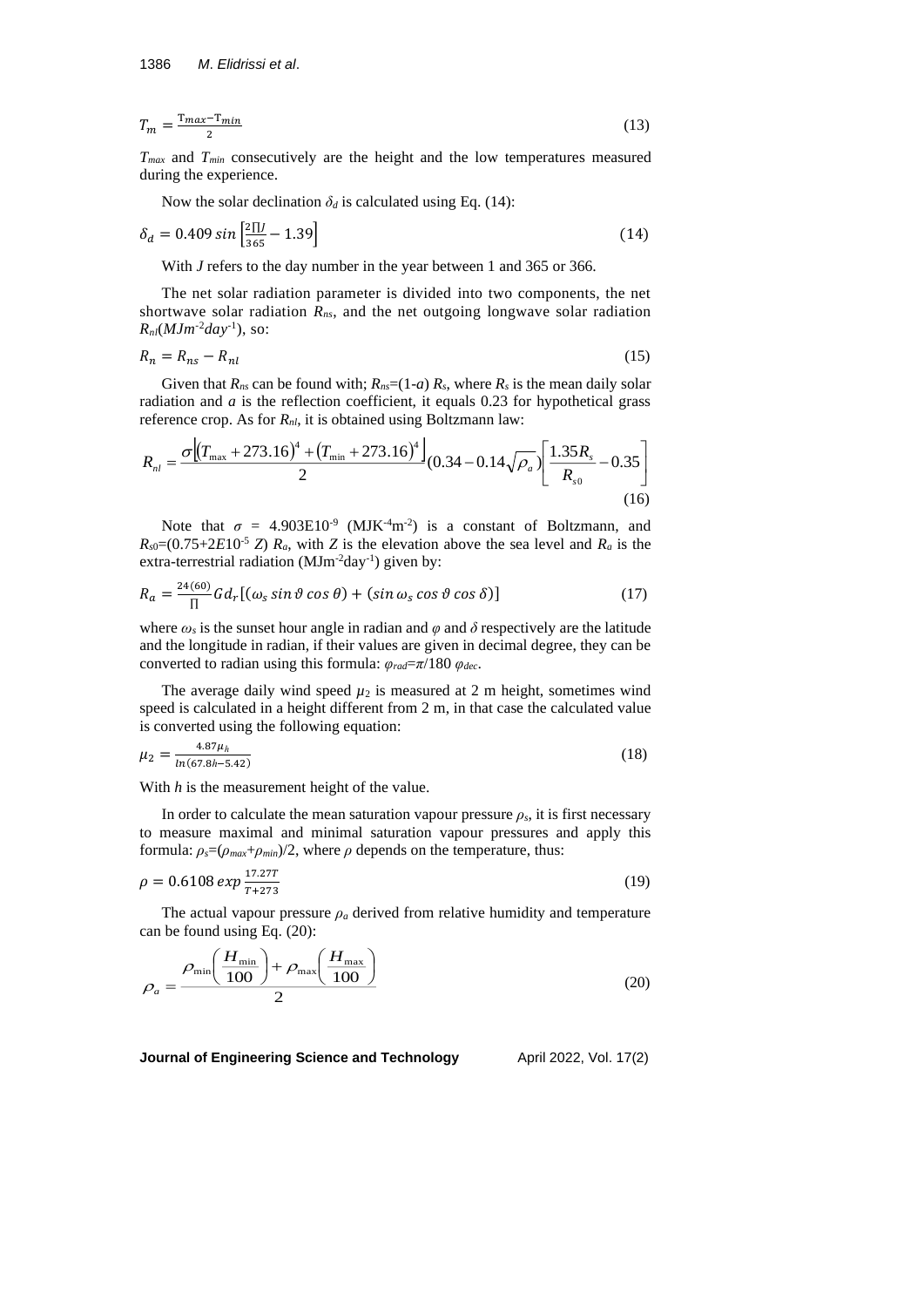$$T_m = \frac{T_{max} - T_{min}}{2} \tag{13}$$

$T_{max}$ and $T_{min}$ consecutively are the height and the low temperatures measured during the experience.

Now the solar declination $\delta_d$ is calculated using Eq. (14):

$$\delta_d = 0.409 \sin\left[\frac{2\Pi J}{365} - 1.39\right] \tag{14}$$

With $J$ refers to the day number in the year between 1 and 365 or 366.

The net solar radiation parameter is divided into two components, the net shortwave solar radiation $R_{ns}$, and the net outgoing longwave solar radiation $R_{nl}$($MJm^{-2}day^{-1}$), so:

$$R_n = R_{ns} - R_{nl} \tag{15}$$

Given that $R_{ns}$ can be found with; $R_{ns}$=(1-$a$) $R_s$, where $R_s$ is the mean daily solar radiation and $a$ is the reflection coefficient, it equals 0.23 for hypothetical grass reference crop. As for $R_{nl}$, it is obtained using Boltzmann law:

$$R_{nl} = \frac{\sigma\left[(T_{\max} + 273.16)^4 + (T_{\min} + 273.16)^4\right]}{2}(0.34 - 0.14\sqrt{\rho_a})\left[\frac{1.35R_s}{R_{s0}} - 0.35\right] \tag{16}$$

Note that $\sigma$ = 4.903E10$^{-9}$ (MJK$^{-4}$m$^{-2}$) is a constant of Boltzmann, and $R_{s0}$=(0.75+2$E$10$^{-5}$ $Z$) $R_a$, with $Z$ is the elevation above the sea level and $R_a$ is the extra-terrestrial radiation (MJm$^{-2}$day$^{-1}$) given by:

$$R_a = \frac{24(60)}{\Pi} G d_r[(\omega_s \sin\vartheta \cos\theta) + (\sin\omega_s \cos\vartheta \cos\delta)] \tag{17}$$

where $\omega_s$ is the sunset hour angle in radian and $\varphi$ and $\delta$ respectively are the latitude and the longitude in radian, if their values are given in decimal degree, they can be converted to radian using this formula: $\varphi_{rad}$=$\pi$/180 $\varphi_{dec}$.

The average daily wind speed $\mu_2$ is measured at 2 m height, sometimes wind speed is calculated in a height different from 2 m, in that case the calculated value is converted using the following equation:

$$\mu_2 = \frac{4.87\mu_h}{\ln(67.8h - 5.42)} \tag{18}$$

With $h$ is the measurement height of the value.

In order to calculate the mean saturation vapour pressure $\rho_s$, it is first necessary to measure maximal and minimal saturation vapour pressures and apply this formula: $\rho_s$=($\rho_{max}$+$\rho_{min}$)/2, where $\rho$ depends on the temperature, thus:

$$\rho = 0.6108 \exp\frac{17.27T}{T + 273} \tag{19}$$

The actual vapour pressure $\rho_a$ derived from relative humidity and temperature can be found using Eq. (20):

$$\rho_a = \frac{\rho_{\min}\left(\frac{H_{\min}}{100}\right) + \rho_{\max}\left(\frac{H_{\max}}{100}\right)}{2} \tag{20}$$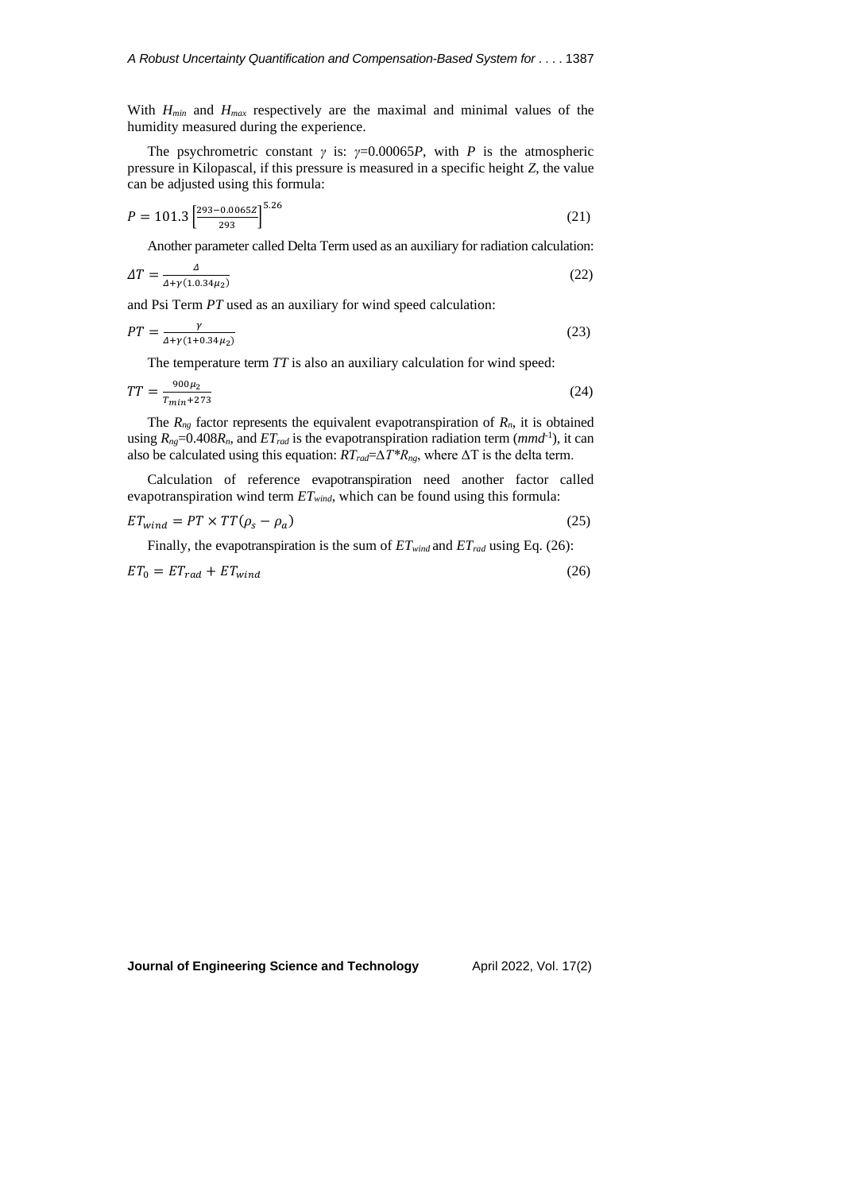With $H_{min}$ and $H_{max}$ respectively are the maximal and minimal values of the humidity measured during the experience.

The psychrometric constant $\gamma$ is: $\gamma$=0.00065$P$, with $P$ is the atmospheric pressure in Kilopascal, if this pressure is measured in a specific height $Z$, the value can be adjusted using this formula:

$$P = 101.3\left[\frac{293-0.0065Z}{293}\right]^{5.26} \tag{21}$$

Another parameter called Delta Term used as an auxiliary for radiation calculation:

$$\Delta T = \frac{\Delta}{\Delta+\gamma(1.0.34\mu_2)} \tag{22}$$

and Psi Term $PT$ used as an auxiliary for wind speed calculation:

$$PT = \frac{\gamma}{\Delta+\gamma(1+0.34\mu_2)} \tag{23}$$

The temperature term $TT$ is also an auxiliary calculation for wind speed:

$$TT = \frac{900\mu_2}{T_{min}+273} \tag{24}$$

The $R_{ng}$ factor represents the equivalent evapotranspiration of $R_n$, it is obtained using $R_{ng}$=0.408$R_n$, and $ET_{rad}$ is the evapotranspiration radiation term ($mmd^{-1}$), it can also be calculated using this equation: $RT_{rad}=\Delta T * R_{ng}$, where $\Delta$T is the delta term.

Calculation of reference evapotranspiration need another factor called evapotranspiration wind term $ET_{wind}$, which can be found using this formula:

$$ET_{wind} = PT \times TT(\rho_s - \rho_a) \tag{25}$$

Finally, the evapotranspiration is the sum of $ET_{wind}$ and $ET_{rad}$ using Eq. (26):

$$ET_0 = ET_{rad} + ET_{wind} \tag{26}$$